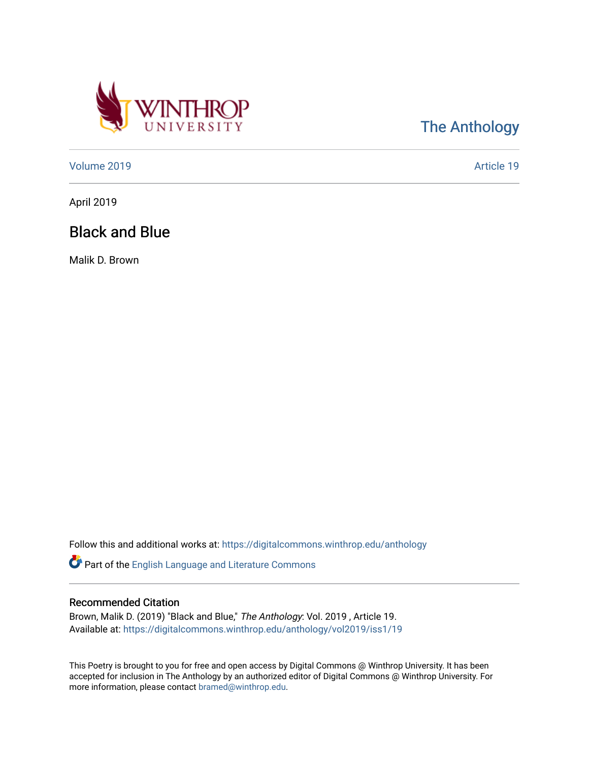The Anthology

Volume 2019 | Article 19

April 2019

# Black and Blue

Malik D. Brown

Follow this and additional works at: https://digitalcommons.winthrop.edu/anthology

Part of the English Language and Literature Commons

## Recommended Citation

Brown, Malik D. (2019) "Black and Blue," *The Anthology*: Vol. 2019 , Article 19.
Available at: https://digitalcommons.winthrop.edu/anthology/vol2019/iss1/19

This Poetry is brought to you for free and open access by Digital Commons @ Winthrop University. It has been accepted for inclusion in The Anthology by an authorized editor of Digital Commons @ Winthrop University. For more information, please contact bramed@winthrop.edu.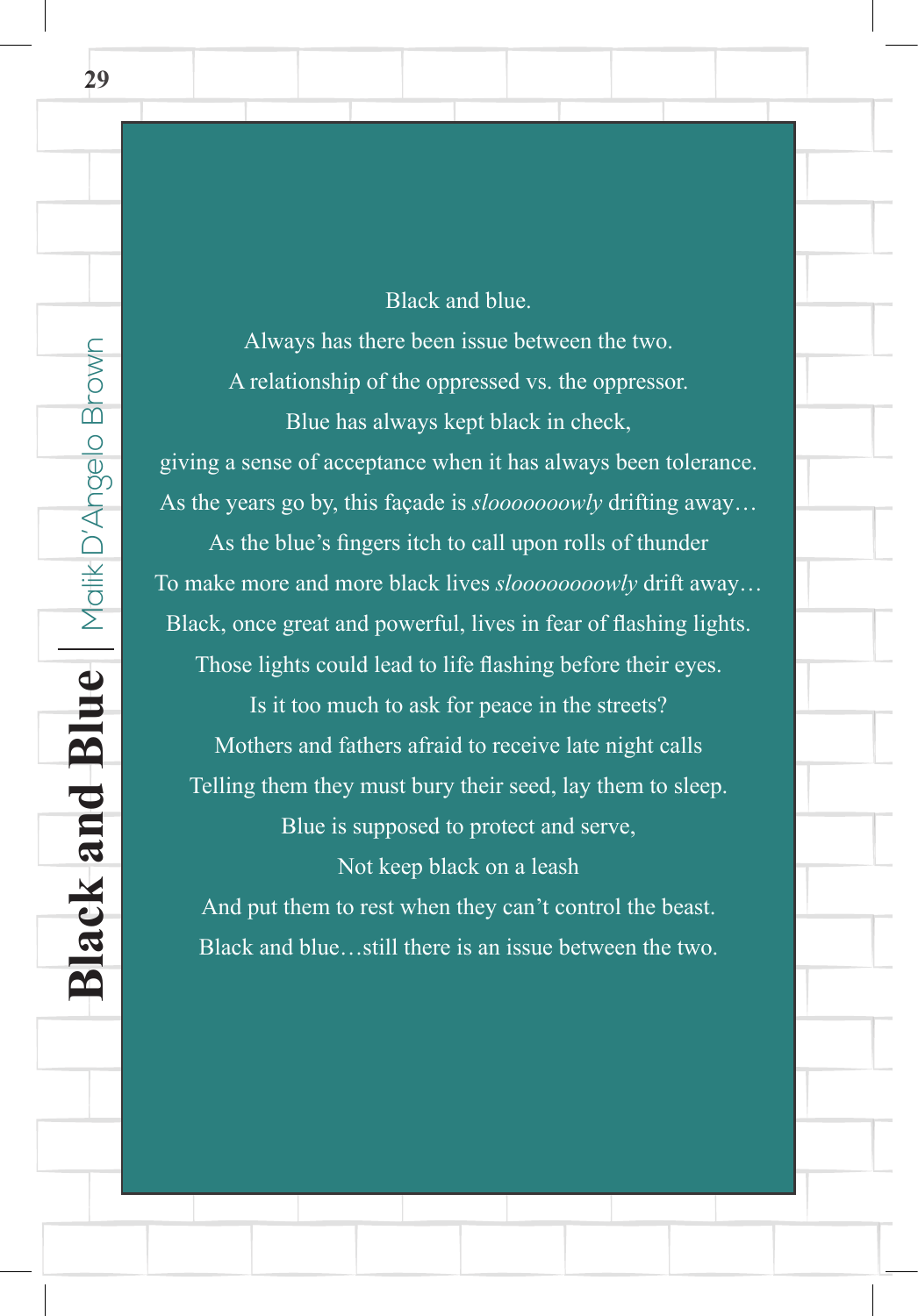# Black and Blue

Malik D'Angelo Brown

Black and blue.

Always has there been issue between the two.

A relationship of the oppressed vs. the oppressor.

Blue has always kept black in check,

giving a sense of acceptance when it has always been tolerance.

As the years go by, this façade is *slooooooowly* drifting away…

As the blue's fingers itch to call upon rolls of thunder

To make more and more black lives *slooooooooowly* drift away…

Black, once great and powerful, lives in fear of flashing lights.

Those lights could lead to life flashing before their eyes.

Is it too much to ask for peace in the streets?

Mothers and fathers afraid to receive late night calls

Telling them they must bury their seed, lay them to sleep.

Blue is supposed to protect and serve,

Not keep black on a leash

And put them to rest when they can't control the beast.

Black and blue…still there is an issue between the two.